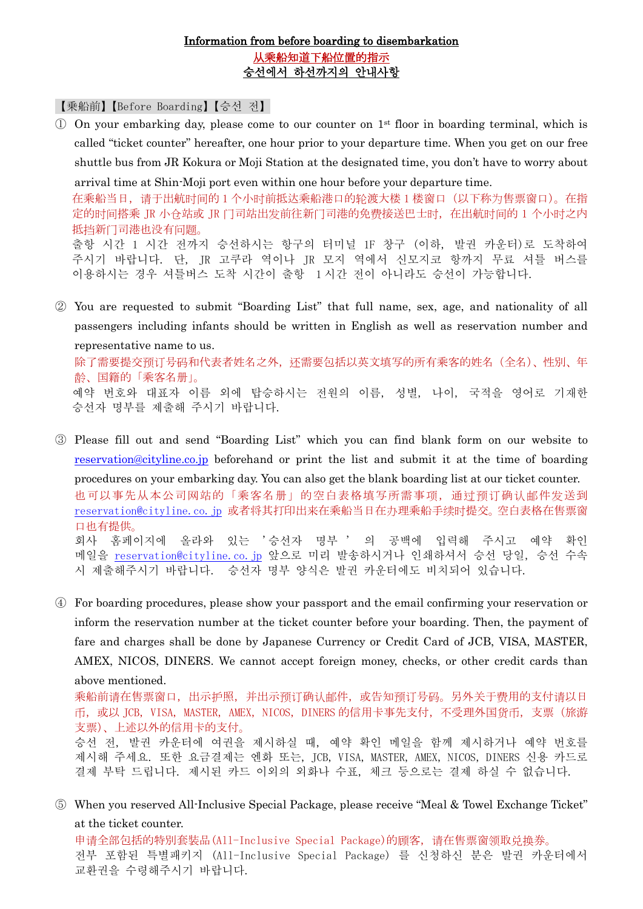# Information from before boarding to disembarkation

## 从乘船知道下船位置的指示

## 승선에서 하선까지의 안내사항

**【乗船前】【Before Boarding】【승선 전】**

① On your embarking day, please come to our counter on 1st floor in boarding terminal, which is called "ticket counter" hereafter, one hour prior to your departure time. When you get on our free shuttle bus from JR Kokura or Moji Station at the designated time, you don't have to worry about arrival time at Shin-Moji port even within one hour before your departure time.

在乘船当日，请于出航时间的 1 个小时前抵达乘船港口的轮渡大楼 1 楼窗口（以下称为售票窗口）。在指定的时间搭乘 JR 小仓站或 JR 门司站出发前往新门司港的免费接送巴士时，在出航时间的 1 个小时之内抵挡新门司港也没有问题。

출항 시간 1 시간 전까지 승선하시는 항구의 터미널 1F 창구 (이하, 발권 카운터)로 도착하여 주시기 바랍니다. 단, JR 고쿠라 역이나 JR 모지 역에서 신모지코 항까지 무료 셔틀 버스를 이용하시는 경우 셔틀버스 도착 시간이 출항 1 시간 전이 아니라도 승선이 가능합니다.

② You are requested to submit "Boarding List" that full name, sex, age, and nationality of all passengers including infants should be written in English as well as reservation number and representative name to us.

除了需要提交预订号码和代表者姓名之外，还需要包括以英文填写的所有乘客的姓名（全名）、性别、年龄、国籍的「乘客名册」。

예약 번호와 대표자 이름 외에 탑승하시는 전원의 이름, 성별, 나이, 국적을 영어로 기재한 승선자 명부를 제출해 주시기 바랍니다.

③ Please fill out and send "Boarding List" which you can find blank form on our website to reservation@cityline.co.jp beforehand or print the list and submit it at the time of boarding procedures on your embarking day. You can also get the blank boarding list at our ticket counter.

也可以事先从本公司网站的「乘客名册」的空白表格填写所需事项，通过预订确认邮件发送到 reservation@cityline.co.jp 或者将其打印出来在乘船当日在办理乘船手续时提交。空白表格在售票窗口也有提供。

회사 홈페이지에 올라와 있는 '승선자 명부' 의 공백에 입력해 주시고 예약 확인 메일을 reservation@cityline.co.jp 앞으로 미리 발송하시거나 인쇄하셔서 승선 당일, 승선 수속 시 제출해주시기 바랍니다. 승선자 명부 양식은 발권 카운터에도 비치되어 있습니다.

④ For boarding procedures, please show your passport and the email confirming your reservation or inform the reservation number at the ticket counter before your boarding. Then, the payment of fare and charges shall be done by Japanese Currency or Credit Card of JCB, VISA, MASTER, AMEX, NICOS, DINERS. We cannot accept foreign money, checks, or other credit cards than above mentioned.

乘船前请在售票窗口，出示护照，并出示预订确认邮件，或告知预订号码。另外关于费用的支付请以日币，或以 JCB, VISA, MASTER, AMEX, NICOS, DINERS 的信用卡事先支付，不受理外国货币，支票（旅游支票）、上述以外的信用卡的支付。

승선 전, 발권 카운터에 여권을 제시하실 때, 예약 확인 메일을 함께 제시하거나 예약 번호를 제시해 주세요. 또한 요금결제는 엔화 또는, JCB, VISA, MASTER, AMEX, NICOS, DINERS 신용 카드로 결제 부탁 드립니다. 제시된 카드 이외의 외화나 수표, 체크 등으로는 결제 하실 수 없습니다.

⑤ When you reserved All-Inclusive Special Package, please receive "Meal & Towel Exchange Ticket" at the ticket counter.

申请全部包括的特别套装品(All-Inclusive Special Package)的顾客，请在售票窗领取兑换券。

전부 포함된 특별패키지 (All-Inclusive Special Package) 를 신청하신 분은 발권 카운터에서 교환권을 수령해주시기 바랍니다.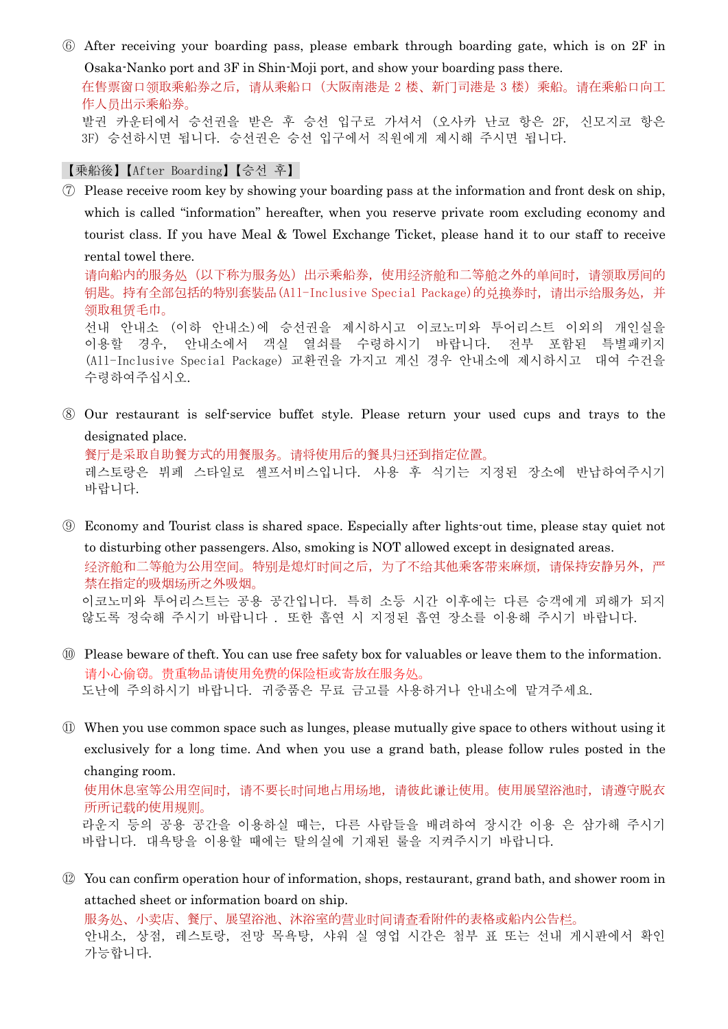⑥ After receiving your boarding pass, please embark through boarding gate, which is on 2F in Osaka-Nanko port and 3F in Shin-Moji port, and show your boarding pass there.
在售票窗口领取乘船券之后，请从乘船口（大阪南港是 2 楼、新门司港是 3 楼）乘船。请在乘船口向工作人员出示乘船券。
발권 카운터에서 승선권을 받은 후 승선 입구로 가셔서 (오사카 난코 항은 2F, 신모지코 항은 3F) 승선하시면 됩니다. 승선권은 승선 입구에서 직원에게 제시해 주시면 됩니다.

【乗船後】【After Boarding】【승선 후】

⑦ Please receive room key by showing your boarding pass at the information and front desk on ship, which is called "information" hereafter, when you reserve private room excluding economy and tourist class. If you have Meal & Towel Exchange Ticket, please hand it to our staff to receive rental towel there.
请向船内的服务处（以下称为服务处）出示乘船券，使用经济舱和二等舱之外的单间时，请领取房间的钥匙。持有全部包括的特别套装品(All-Inclusive Special Package)的兑换券时，请出示给服务处，并领取租赁毛巾。
선내 안내소 (이하 안내소)에 승선권을 제시하시고 이코노미와 투어리스트 이외의 개인실을 이용할 경우, 안내소에서 객실 열쇠를 수령하시기 바랍니다. 전부 포함된 특별패키지 (All-Inclusive Special Package) 교환권을 가지고 계신 경우 안내소에 제시하시고 대여 수건을 수령하여주십시오.

⑧ Our restaurant is self-service buffet style. Please return your used cups and trays to the designated place.
餐厅是采取自助餐方式的用餐服务。请将使用后的餐具归还到指定位置。
레스토랑은 뷔페 스타일로 셀프서비스입니다. 사용 후 식기는 지정된 장소에 반납하여주시기 바랍니다.

⑨ Economy and Tourist class is shared space. Especially after lights-out time, please stay quiet not to disturbing other passengers. Also, smoking is NOT allowed except in designated areas.
经济舱和二等舱为公用空间。特别是熄灯时间之后，为了不给其他乘客带来麻烦，请保持安静另外，严禁在指定的吸烟场所之外吸烟。
이코노미와 투어리스트는 공용 공간입니다. 특히 소등 시간 이후에는 다른 승객에게 피해가 되지 않도록 정숙해 주시기 바랍니다 . 또한 흡연 시 지정된 흡연 장소를 이용해 주시기 바랍니다.

⑩ Please beware of theft. You can use free safety box for valuables or leave them to the information.
请小心偷窃。贵重物品请使用免费的保险柜或寄放在服务处。
도난에 주의하시기 바랍니다. 귀중품은 무료 금고를 사용하거나 안내소에 맡겨주세요.

⑪ When you use common space such as lunges, please mutually give space to others without using it exclusively for a long time. And when you use a grand bath, please follow rules posted in the changing room.
使用休息室等公用空间时，请不要长时间地占用场地，请彼此谦让使用。使用展望浴池时，请遵守脱衣所所记载的使用规则。
라운지 등의 공용 공간을 이용하실 때는, 다른 사람들을 배려하여 장시간 이용 은 삼가해 주시기 바랍니다. 대욕탕을 이용할 때에는 탈의실에 기재된 룰을 지켜주시기 바랍니다.

⑫ You can confirm operation hour of information, shops, restaurant, grand bath, and shower room in attached sheet or information board on ship.
服务处、小卖店、餐厅、展望浴池、沐浴室的营业时间请查看附件的表格或船内公告栏。
안내소, 상점, 레스토랑, 전망 목욕탕, 샤워 실 영업 시간은 첨부 표 또는 선내 게시판에서 확인 가능합니다.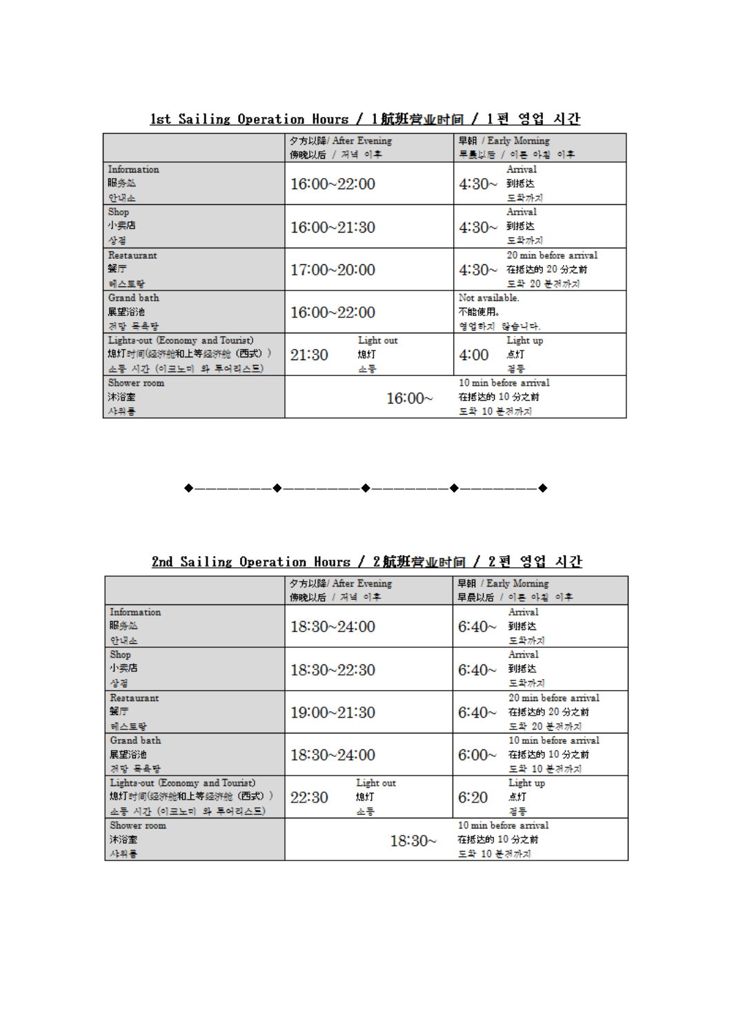## 1st Sailing Operation Hours / 1航班营业时间 / 1편 영업 시간

| | 夕方以降/ After Evening<br>傍晚以后 / 저녁 이후 | | 早朝 / Early Morning<br>早晨以后 / 이른 아침 이후 | |
|---|---|---|---|---|
| Information<br>服务处<br>안내소 | 16:00~22:00 | | 4:30~ | Arrival<br>到抵达<br>도착까지 |
| Shop<br>小卖店<br>상점 | 16:00~21:30 | | 4:30~ | Arrival<br>到抵达<br>도착까지 |
| Restaurant<br>餐厅<br>레스토랑 | 17:00~20:00 | | 4:30~ | 20 min before arrival<br>在抵达的 20 分之前<br>도착 20 분전까지 |
| Grand bath<br>展望浴池<br>전망 목욕탕 | 16:00~22:00 | | Not available.<br>不能使用。<br>영업하지 않습니다. | |
| Lights-out (Economy and Tourist)<br>熄灯时间(经济舱和上等经济舱 (西式))<br>소등 시간 (이코노미 와 투어리스트) | 21:30 | Light out<br>熄灯<br>소등 | 4:00 | Light up<br>点灯<br>점등 |
| Shower room<br>沐浴室<br>샤워룸 | 16:00~ | | 10 min before arrival<br>在抵达的 10 分之前<br>도착 10 분전까지 | |

◆────────◆────────◆────────◆────────◆

## 2nd Sailing Operation Hours / 2航班营业时间 / 2편 영업 시간

| | 夕方以降/ After Evening<br>傍晚以后 / 저녁 이후 | | 早朝 / Early Morning<br>早晨以后 / 이른 아침 이후 | |
|---|---|---|---|---|
| Information<br>服务处<br>안내소 | 18:30~24:00 | | 6:40~ | Arrival<br>到抵达<br>도착까지 |
| Shop<br>小卖店<br>상점 | 18:30~22:30 | | 6:40~ | Arrival<br>到抵达<br>도착까지 |
| Restaurant<br>餐厅<br>레스토랑 | 19:00~21:30 | | 6:40~ | 20 min before arrival<br>在抵达的 20 分之前<br>도착 20 분전까지 |
| Grand bath<br>展望浴池<br>전망 목욕탕 | 18:30~24:00 | | 6:00~ | 10 min before arrival<br>在抵达的 10 分之前<br>도착 10 분전까지 |
| Lights-out (Economy and Tourist)<br>熄灯时间(经济舱和上等经济舱 (西式))<br>소등 시간 (이코노미 와 투어리스트) | 22:30 | Light out<br>熄灯<br>소등 | 6:20 | Light up<br>点灯<br>점등 |
| Shower room<br>沐浴室<br>샤워룸 | 18:30~ | | 10 min before arrival<br>在抵达的 10 分之前<br>도착 10 분전까지 | |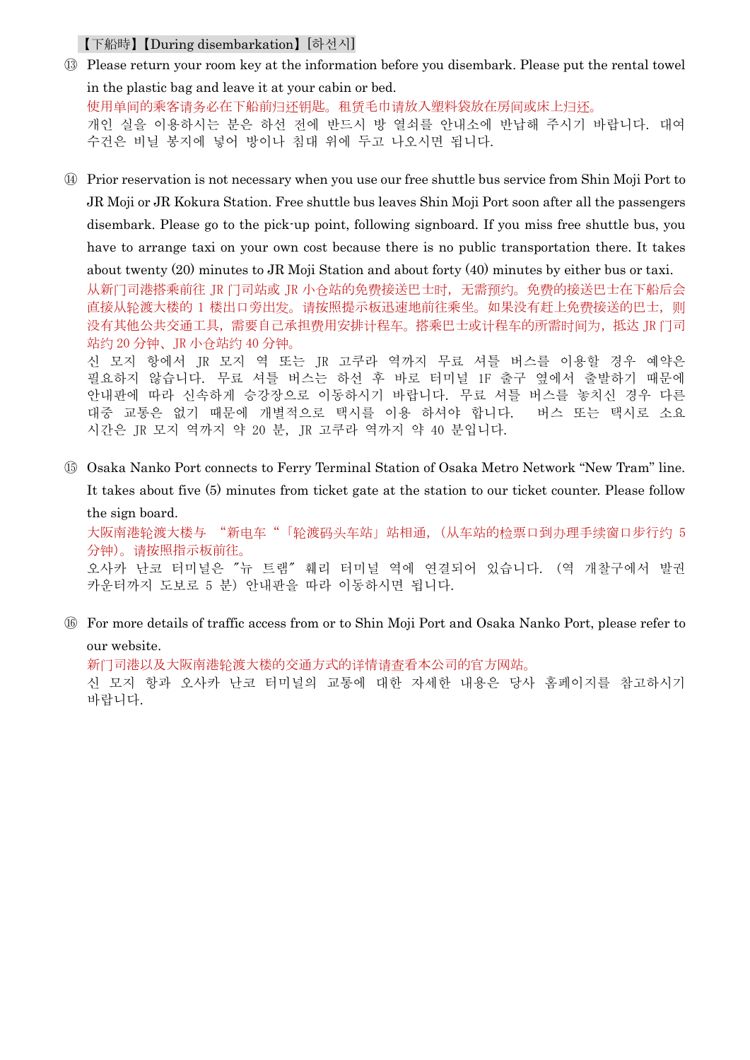【下船時】【During disembarkation】[하선시]

⑬ Please return your room key at the information before you disembark. Please put the rental towel in the plastic bag and leave it at your cabin or bed.
使用单间的乘客请务必在下船前归还钥匙。租赁毛巾请放入塑料袋放在房间或床上归还。
개인 실을 이용하시는 분은 하선 전에 반드시 방 열쇠를 안내소에 반납해 주시기 바랍니다. 대여 수건은 비닐 봉지에 넣어 방이나 침대 위에 두고 나오시면 됩니다.

⑭ Prior reservation is not necessary when you use our free shuttle bus service from Shin Moji Port to JR Moji or JR Kokura Station. Free shuttle bus leaves Shin Moji Port soon after all the passengers disembark. Please go to the pick-up point, following signboard. If you miss free shuttle bus, you have to arrange taxi on your own cost because there is no public transportation there. It takes about twenty (20) minutes to JR Moji Station and about forty (40) minutes by either bus or taxi.
从新门司港搭乘前往 JR 门司站或 JR 小仓站的免费接送巴士时，无需预约。免费的接送巴士在下船后会直接从轮渡大楼的 1 楼出口旁出发。请按照提示板迅速地前往乘坐。如果没有赶上免费接送的巴士，则没有其他公共交通工具，需要自己承担费用安排计程车。搭乘巴士或计程车的所需时间为，抵达 JR 门司站约 20 分钟、JR 小仓站约 40 分钟。
신 모지 항에서 JR 모지 역 또는 JR 고쿠라 역까지 무료 셔틀 버스를 이용할 경우 예약은 필요하지 않습니다. 무료 셔틀 버스는 하선 후 바로 터미널 1F 출구 옆에서 출발하기 때문에 안내판에 따라 신속하게 승강장으로 이동하시기 바랍니다. 무료 셔틀 버스를 놓치신 경우 다른 대중 교통은 없기 때문에 개별적으로 택시를 이용 하셔야 합니다. 버스 또는 택시로 소요 시간은 JR 모지 역까지 약 20 분, JR 고쿠라 역까지 약 40 분입니다.

⑮ Osaka Nanko Port connects to Ferry Terminal Station of Osaka Metro Network "New Tram" line. It takes about five (5) minutes from ticket gate at the station to our ticket counter. Please follow the sign board.
大阪南港轮渡大楼与 "新电车 "「轮渡码头车站」站相通，（从车站的检票口到办理手续窗口步行约 5 分钟）。请按照指示板前往。
오사카 난코 터미널은 "뉴 트램" 훼리 터미널 역에 연결되어 있습니다. (역 개찰구에서 발권 카운터까지 도보로 5 분) 안내판을 따라 이동하시면 됩니다.

⑯ For more details of traffic access from or to Shin Moji Port and Osaka Nanko Port, please refer to our website.
新门司港以及大阪南港轮渡大楼的交通方式的详情请查看本公司的官方网站。
신 모지 항과 오사카 난코 터미널의 교통에 대한 자세한 내용은 당사 홈페이지를 참고하시기 바랍니다.